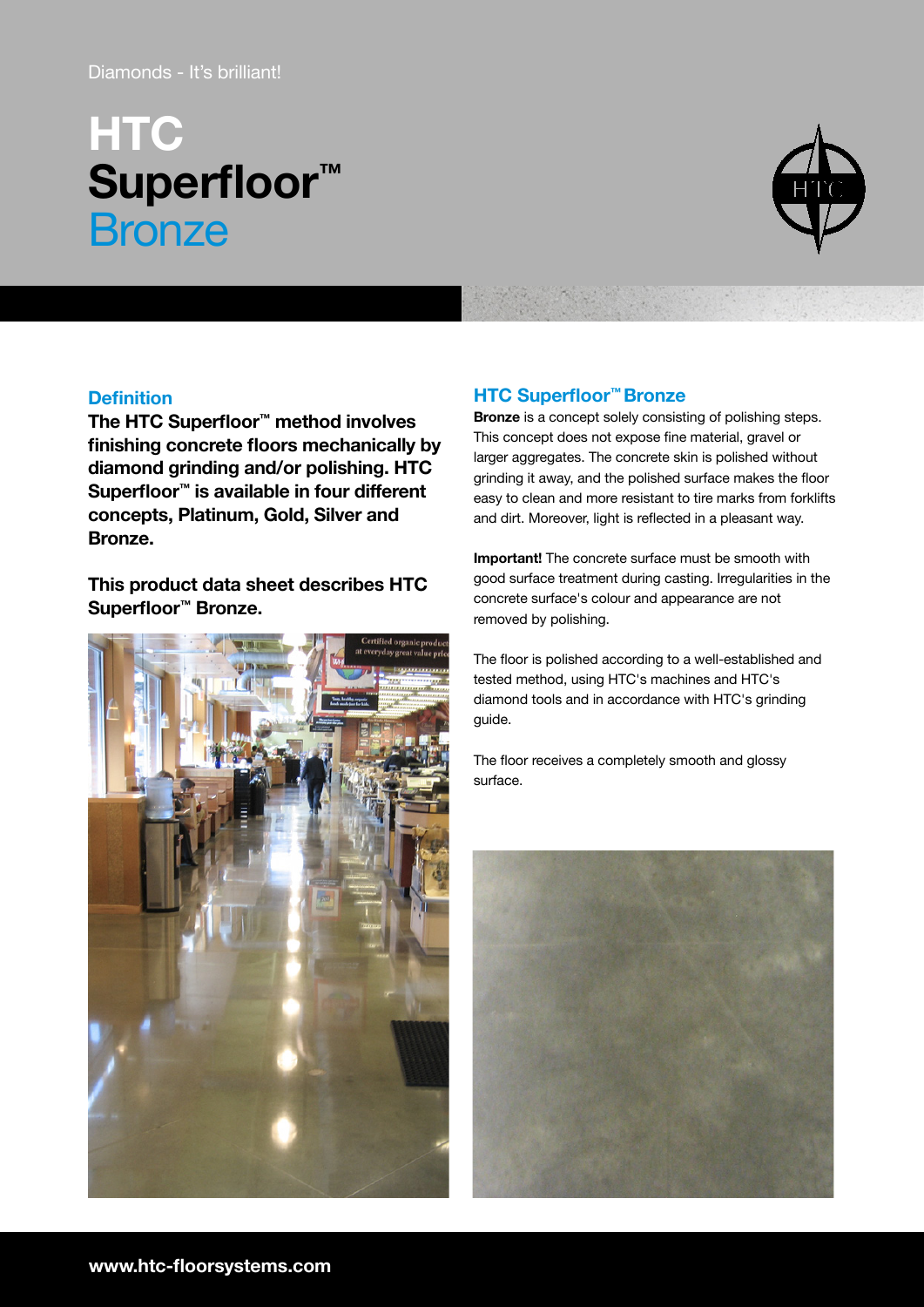Diamonds - It's brilliant!

# HTC Superfloor™ Bronze

## Definition

**The HTC Superfloor™ method involves finishing concrete floors mechanically by diamond grinding and/or polishing. HTC Superfloor™ is available in four different concepts, Platinum, Gold, Silver and Bronze.**

**This product data sheet describes HTC Superfloor™ Bronze.**

## HTC Superfloor™ Bronze

**Bronze** is a concept solely consisting of polishing steps. This concept does not expose fine material, gravel or larger aggregates. The concrete skin is polished without grinding it away, and the polished surface makes the floor easy to clean and more resistant to tire marks from forklifts and dirt. Moreover, light is reflected in a pleasant way.

**Important!** The concrete surface must be smooth with good surface treatment during casting. Irregularities in the concrete surface's colour and appearance are not removed by polishing.

The floor is polished according to a well-established and tested method, using HTC's machines and HTC's diamond tools and in accordance with HTC's grinding guide.

The floor receives a completely smooth and glossy surface.

www.htc-floorsystems.com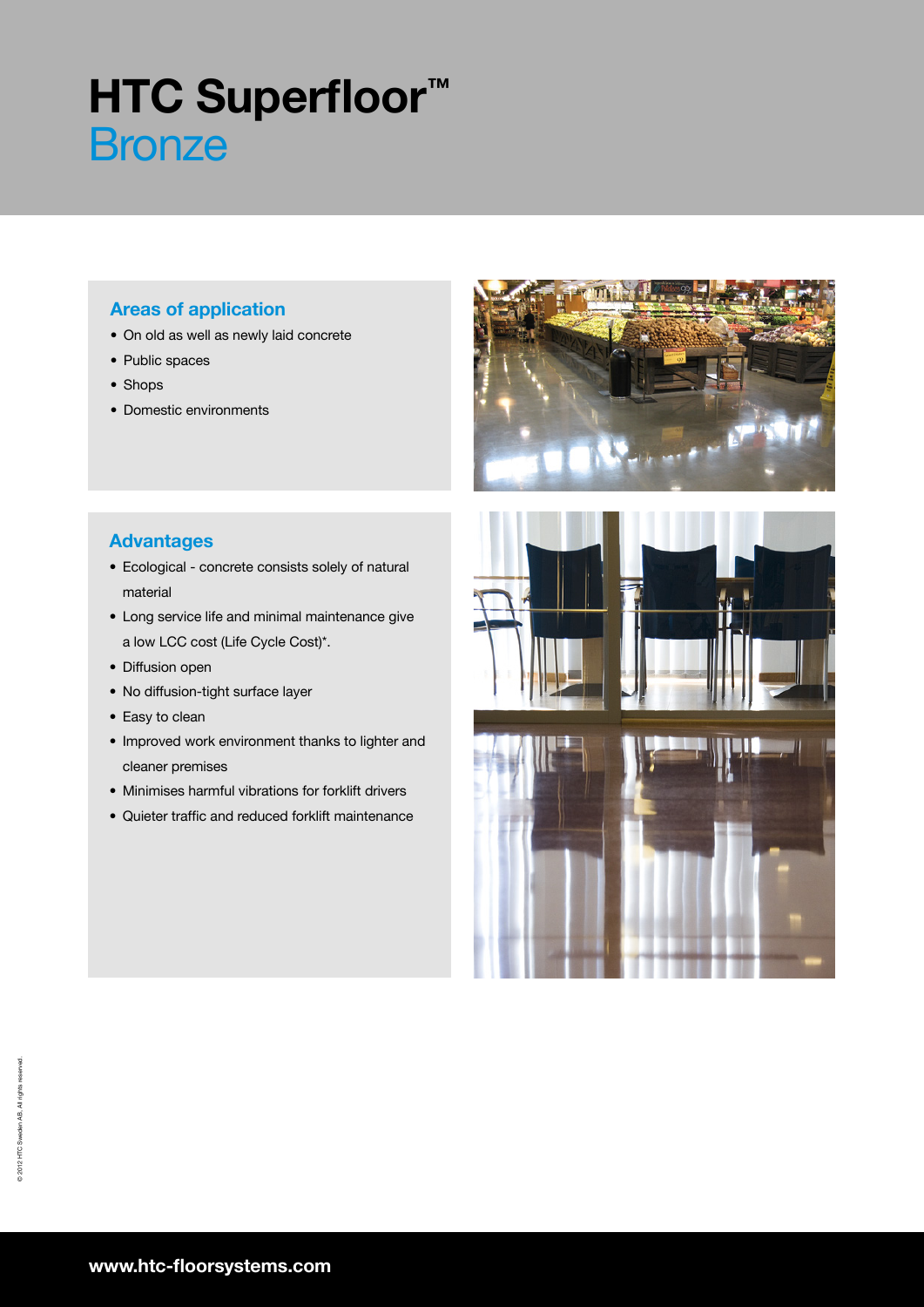# HTC Superfloor™ Bronze

## Areas of application

- On old as well as newly laid concrete
- Public spaces
- Shops
- Domestic environments

## Advantages

- Ecological - concrete consists solely of natural material
- Long service life and minimal maintenance give a low LCC cost (Life Cycle Cost)*.
- Diffusion open
- No diffusion-tight surface layer
- Easy to clean
- Improved work environment thanks to lighter and cleaner premises
- Minimises harmful vibrations for forklift drivers
- Quieter traffic and reduced forklift maintenance

© 2012 HTC Sweden AB. All rights reserved.

www.htc-floorsystems.com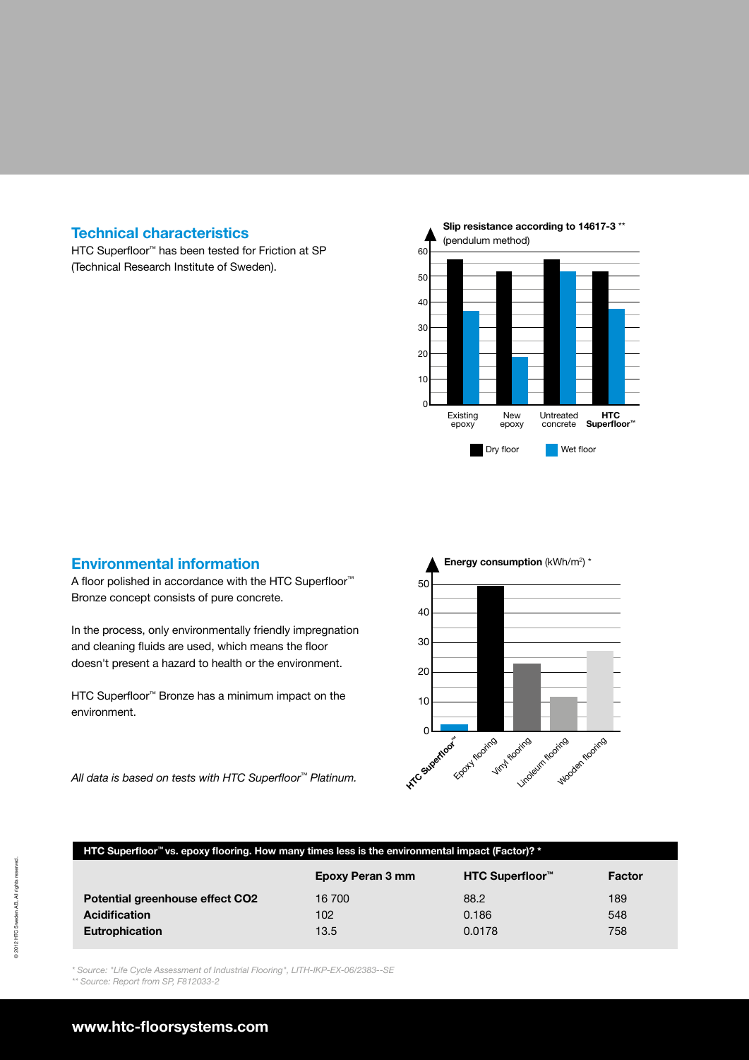## Technical characteristics

HTC Superfloor™ has been tested for Friction at SP (Technical Research Institute of Sweden).

**Slip resistance according to 14617-3** ** (pendulum method)

Existing epoxy | New epoxy | Untreated concrete | **HTC Superfloor™**

Dry floor | Wet floor

## Environmental information

A floor polished in accordance with the HTC Superfloor™ Bronze concept consists of pure concrete.

In the process, only environmentally friendly impregnation and cleaning fluids are used, which means the floor doesn't present a hazard to health or the environment.

HTC Superfloor™ Bronze has a minimum impact on the environment.

*All data is based on tests with HTC Superfloor™ Platinum.*

**Energy consumption** (kWh/m²) *

HTC Superfloor™ | Epoxy flooring | Vinyl flooring | Linoleum flooring | Wooden flooring

**HTC Superfloor™ vs. epoxy flooring. How many times less is the environmental impact (Factor)? ***

| | Epoxy Peran 3 mm | HTC Superfloor™ | Factor |
|---|---|---|---|
| **Potential greenhouse effect CO2** | 16 700 | 88.2 | 189 |
| **Acidification** | 102 | 0.186 | 548 |
| **Eutrophication** | 13.5 | 0.0178 | 758 |

*\* Source: "Life Cycle Assessment of Industrial Flooring", LITH-IKP-EX-06/2383--SE*
*\*\* Source: Report from SP, F812033-2*

© 2012 HTC Sweden AB, All rights reserved.

**www.htc-floorsystems.com**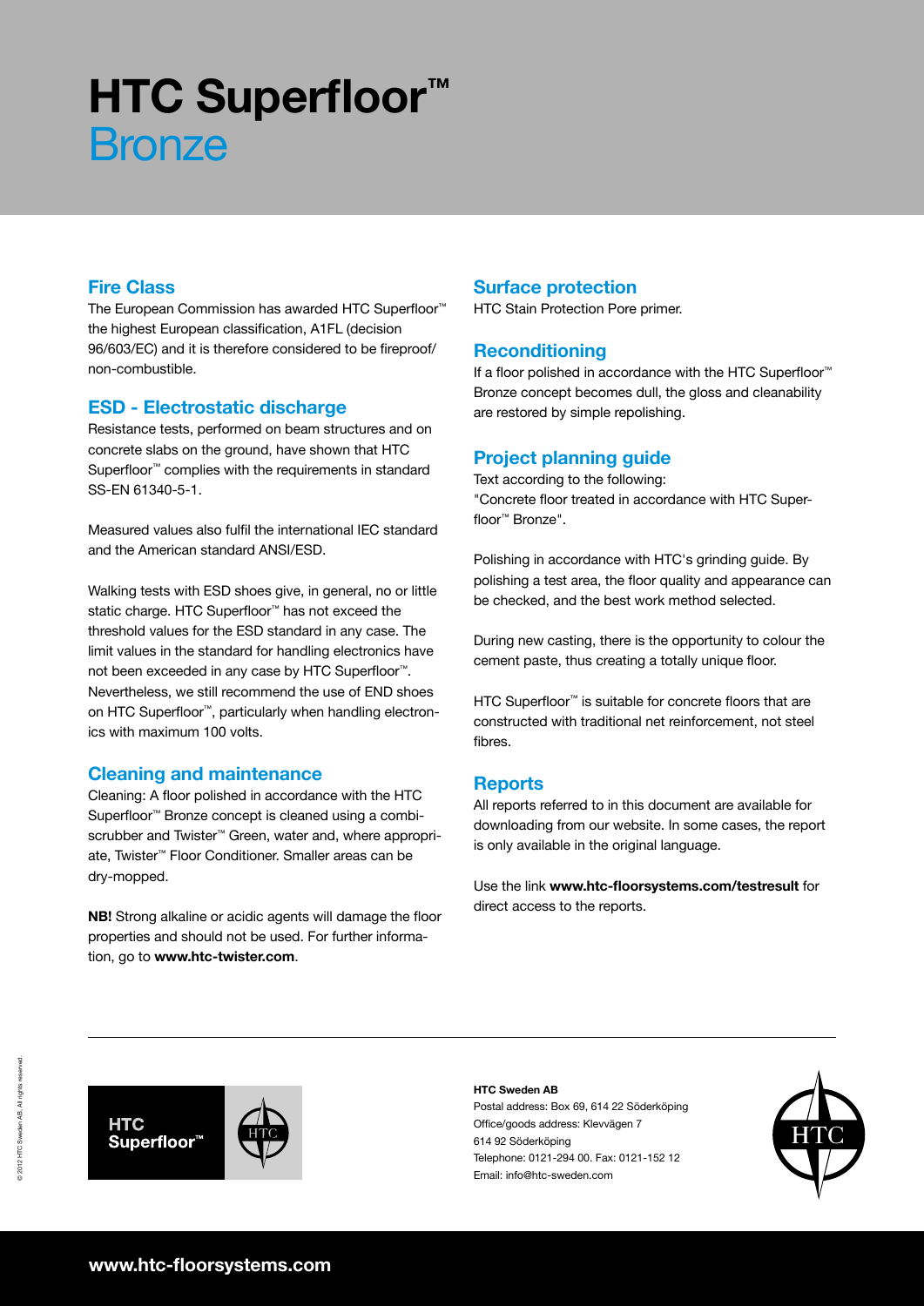# HTC Superfloor™ Bronze

## Fire Class

The European Commission has awarded HTC Superfloor™ the highest European classification, A1FL (decision 96/603/EC) and it is therefore considered to be fireproof/ non-combustible.

## ESD - Electrostatic discharge

Resistance tests, performed on beam structures and on concrete slabs on the ground, have shown that HTC Superfloor™ complies with the requirements in standard SS-EN 61340-5-1.

Measured values also fulfil the international IEC standard and the American standard ANSI/ESD.

Walking tests with ESD shoes give, in general, no or little static charge. HTC Superfloor™ has not exceed the threshold values for the ESD standard in any case. The limit values in the standard for handling electronics have not been exceeded in any case by HTC Superfloor™. Nevertheless, we still recommend the use of END shoes on HTC Superfloor™, particularly when handling electronics with maximum 100 volts.

## Cleaning and maintenance

Cleaning: A floor polished in accordance with the HTC Superfloor™ Bronze concept is cleaned using a combi-scrubber and Twister™ Green, water and, where appropriate, Twister™ Floor Conditioner. Smaller areas can be dry-mopped.

**NB!** Strong alkaline or acidic agents will damage the floor properties and should not be used. For further information, go to **www.htc-twister.com**.

## Surface protection

HTC Stain Protection Pore primer.

## Reconditioning

If a floor polished in accordance with the HTC Superfloor™ Bronze concept becomes dull, the gloss and cleanability are restored by simple repolishing.

## Project planning guide

Text according to the following:
"Concrete floor treated in accordance with HTC Superfloor™ Bronze".

Polishing in accordance with HTC's grinding guide. By polishing a test area, the floor quality and appearance can be checked, and the best work method selected.

During new casting, there is the opportunity to colour the cement paste, thus creating a totally unique floor.

HTC Superfloor™ is suitable for concrete floors that are constructed with traditional net reinforcement, not steel fibres.

## Reports

All reports referred to in this document are available for downloading from our website. In some cases, the report is only available in the original language.

Use the link **www.htc-floorsystems.com/testresult** for direct access to the reports.

HTC Superfloor™

**HTC Sweden AB**
Postal address: Box 69, 614 22 Söderköping
Office/goods address: Klevvägen 7
614 92 Söderköping
Telephone: 0121-294 00. Fax: 0121-152 12
Email: info@htc-sweden.com

© 2012 HTC Sweden AB. All rights reserved.

**www.htc-floorsystems.com**